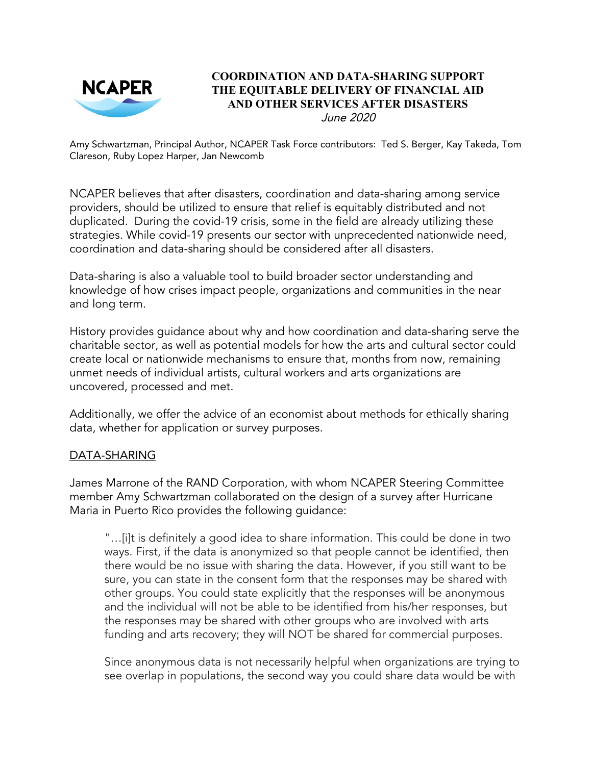NCAPER

# COORDINATION AND DATA-SHARING SUPPORT THE EQUITABLE DELIVERY OF FINANCIAL AID AND OTHER SERVICES AFTER DISASTERS

*June 2020*

Amy Schwartzman, Principal Author, NCAPER Task Force contributors: Ted S. Berger, Kay Takeda, Tom Clareson, Ruby Lopez Harper, Jan Newcomb

NCAPER believes that after disasters, coordination and data-sharing among service providers, should be utilized to ensure that relief is equitably distributed and not duplicated. During the covid-19 crisis, some in the field are already utilizing these strategies. While covid-19 presents our sector with unprecedented nationwide need, coordination and data-sharing should be considered after all disasters.

Data-sharing is also a valuable tool to build broader sector understanding and knowledge of how crises impact people, organizations and communities in the near and long term.

History provides guidance about why and how coordination and data-sharing serve the charitable sector, as well as potential models for how the arts and cultural sector could create local or nationwide mechanisms to ensure that, months from now, remaining unmet needs of individual artists, cultural workers and arts organizations are uncovered, processed and met.

Additionally, we offer the advice of an economist about methods for ethically sharing data, whether for application or survey purposes.

## DATA-SHARING

James Marrone of the RAND Corporation, with whom NCAPER Steering Committee member Amy Schwartzman collaborated on the design of a survey after Hurricane Maria in Puerto Rico provides the following guidance:

> "…[i]t is definitely a good idea to share information. This could be done in two ways. First, if the data is anonymized so that people cannot be identified, then there would be no issue with sharing the data. However, if you still want to be sure, you can state in the consent form that the responses may be shared with other groups. You could state explicitly that the responses will be anonymous and the individual will not be able to be identified from his/her responses, but the responses may be shared with other groups who are involved with arts funding and arts recovery; they will NOT be shared for commercial purposes.
>
> Since anonymous data is not necessarily helpful when organizations are trying to see overlap in populations, the second way you could share data would be with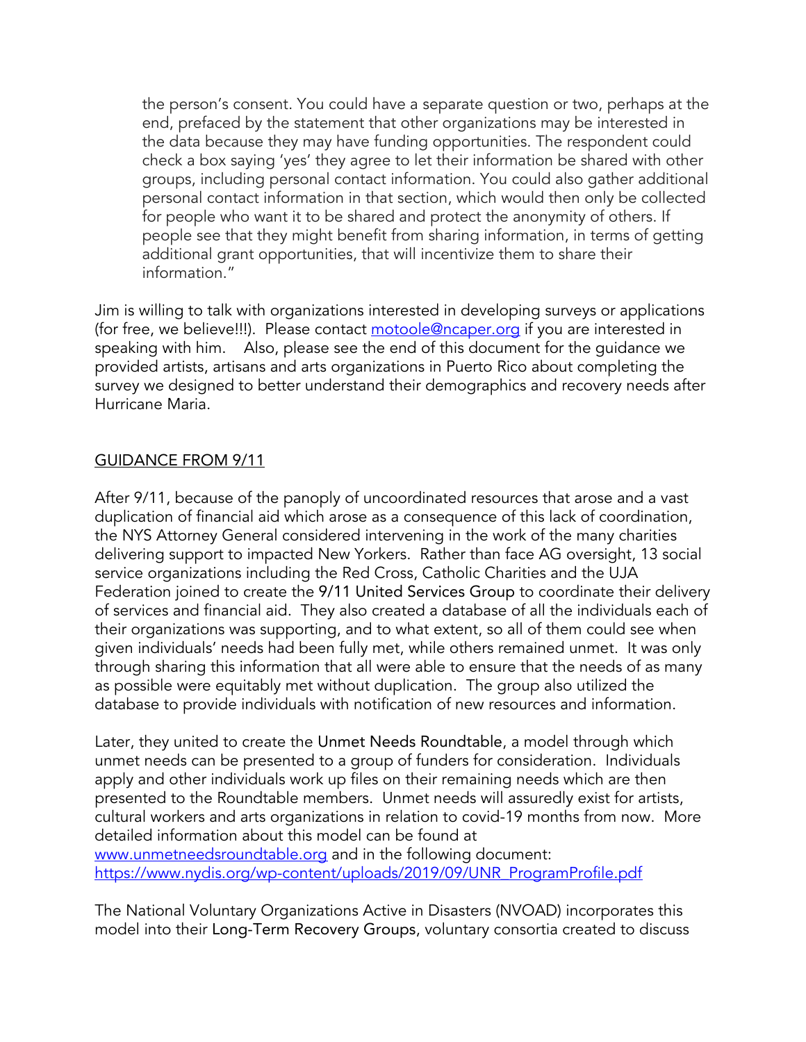> the person's consent. You could have a separate question or two, perhaps at the end, prefaced by the statement that other organizations may be interested in the data because they may have funding opportunities. The respondent could check a box saying 'yes' they agree to let their information be shared with other groups, including personal contact information. You could also gather additional personal contact information in that section, which would then only be collected for people who want it to be shared and protect the anonymity of others. If people see that they might benefit from sharing information, in terms of getting additional grant opportunities, that will incentivize them to share their information."

Jim is willing to talk with organizations interested in developing surveys or applications (for free, we believe!!!). Please contact [motoole@ncaper.org](mailto:motoole@ncaper.org) if you are interested in speaking with him. Also, please see the end of this document for the guidance we provided artists, artisans and arts organizations in Puerto Rico about completing the survey we designed to better understand their demographics and recovery needs after Hurricane Maria.

## GUIDANCE FROM 9/11

After 9/11, because of the panoply of uncoordinated resources that arose and a vast duplication of financial aid which arose as a consequence of this lack of coordination, the NYS Attorney General considered intervening in the work of the many charities delivering support to impacted New Yorkers. Rather than face AG oversight, 13 social service organizations including the Red Cross, Catholic Charities and the UJA Federation joined to create the 9/11 United Services Group to coordinate their delivery of services and financial aid. They also created a database of all the individuals each of their organizations was supporting, and to what extent, so all of them could see when given individuals' needs had been fully met, while others remained unmet. It was only through sharing this information that all were able to ensure that the needs of as many as possible were equitably met without duplication. The group also utilized the database to provide individuals with notification of new resources and information.

Later, they united to create the Unmet Needs Roundtable, a model through which unmet needs can be presented to a group of funders for consideration. Individuals apply and other individuals work up files on their remaining needs which are then presented to the Roundtable members. Unmet needs will assuredly exist for artists, cultural workers and arts organizations in relation to covid-19 months from now. More detailed information about this model can be found at [www.unmetneedsroundtable.org](http://www.unmetneedsroundtable.org) and in the following document: [https://www.nydis.org/wp-content/uploads/2019/09/UNR_ProgramProfile.pdf](https://www.nydis.org/wp-content/uploads/2019/09/UNR_ProgramProfile.pdf)

The National Voluntary Organizations Active in Disasters (NVOAD) incorporates this model into their Long-Term Recovery Groups, voluntary consortia created to discuss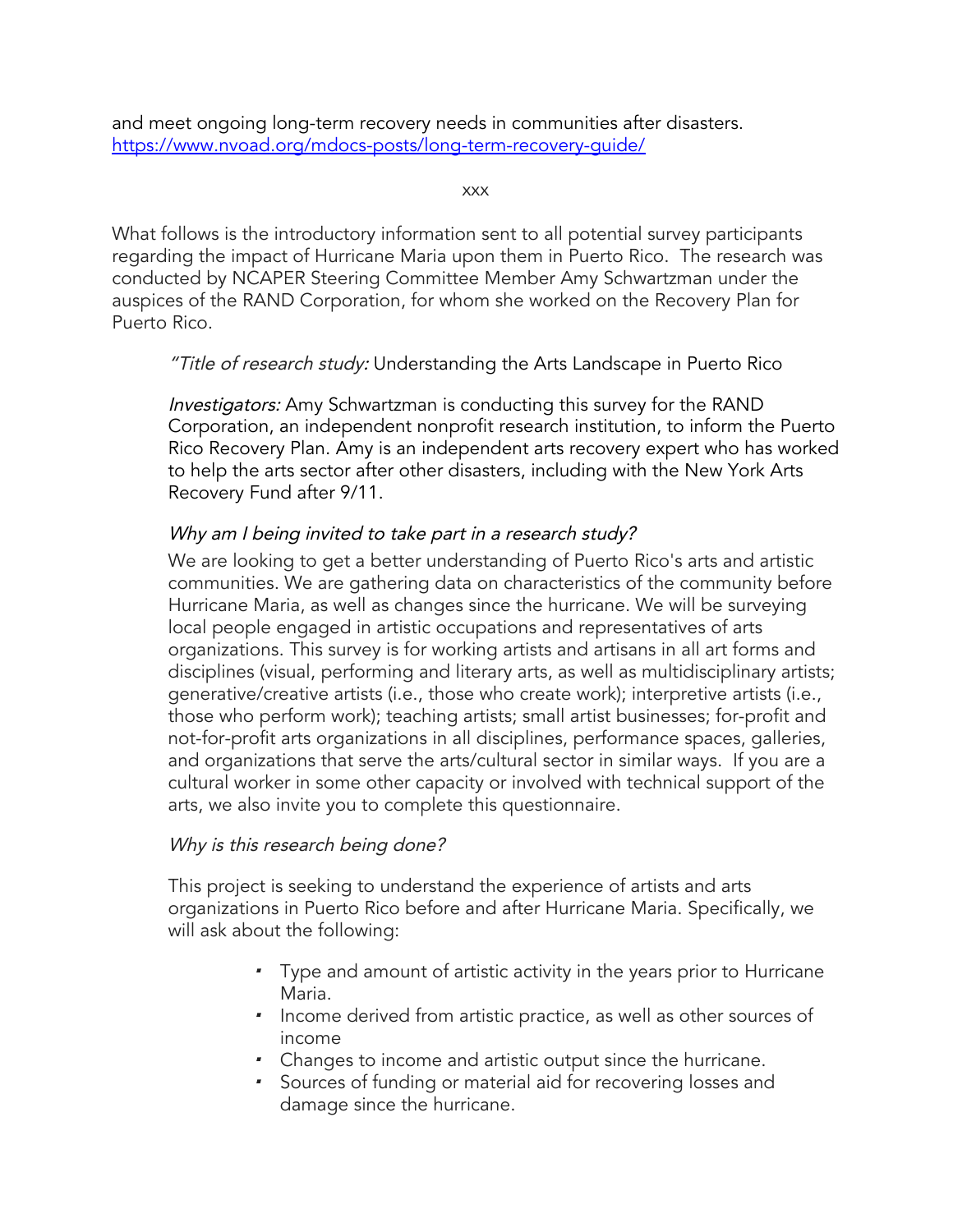and meet ongoing long-term recovery needs in communities after disasters. https://www.nvoad.org/mdocs-posts/long-term-recovery-guide/

xxx

What follows is the introductory information sent to all potential survey participants regarding the impact of Hurricane Maria upon them in Puerto Rico. The research was conducted by NCAPER Steering Committee Member Amy Schwartzman under the auspices of the RAND Corporation, for whom she worked on the Recovery Plan for Puerto Rico.

> "*Title of research study:* Understanding the Arts Landscape in Puerto Rico
>
> *Investigators:* Amy Schwartzman is conducting this survey for the RAND Corporation, an independent nonprofit research institution, to inform the Puerto Rico Recovery Plan. Amy is an independent arts recovery expert who has worked to help the arts sector after other disasters, including with the New York Arts Recovery Fund after 9/11.
>
> *Why am I being invited to take part in a research study?*
>
> We are looking to get a better understanding of Puerto Rico's arts and artistic communities. We are gathering data on characteristics of the community before Hurricane Maria, as well as changes since the hurricane. We will be surveying local people engaged in artistic occupations and representatives of arts organizations. This survey is for working artists and artisans in all art forms and disciplines (visual, performing and literary arts, as well as multidisciplinary artists; generative/creative artists (i.e., those who create work); interpretive artists (i.e., those who perform work); teaching artists; small artist businesses; for-profit and not-for-profit arts organizations in all disciplines, performance spaces, galleries, and organizations that serve the arts/cultural sector in similar ways. If you are a cultural worker in some other capacity or involved with technical support of the arts, we also invite you to complete this questionnaire.
>
> *Why is this research being done?*
>
> This project is seeking to understand the experience of artists and arts organizations in Puerto Rico before and after Hurricane Maria. Specifically, we will ask about the following:
>
> - Type and amount of artistic activity in the years prior to Hurricane Maria.
> - Income derived from artistic practice, as well as other sources of income
> - Changes to income and artistic output since the hurricane.
> - Sources of funding or material aid for recovering losses and damage since the hurricane.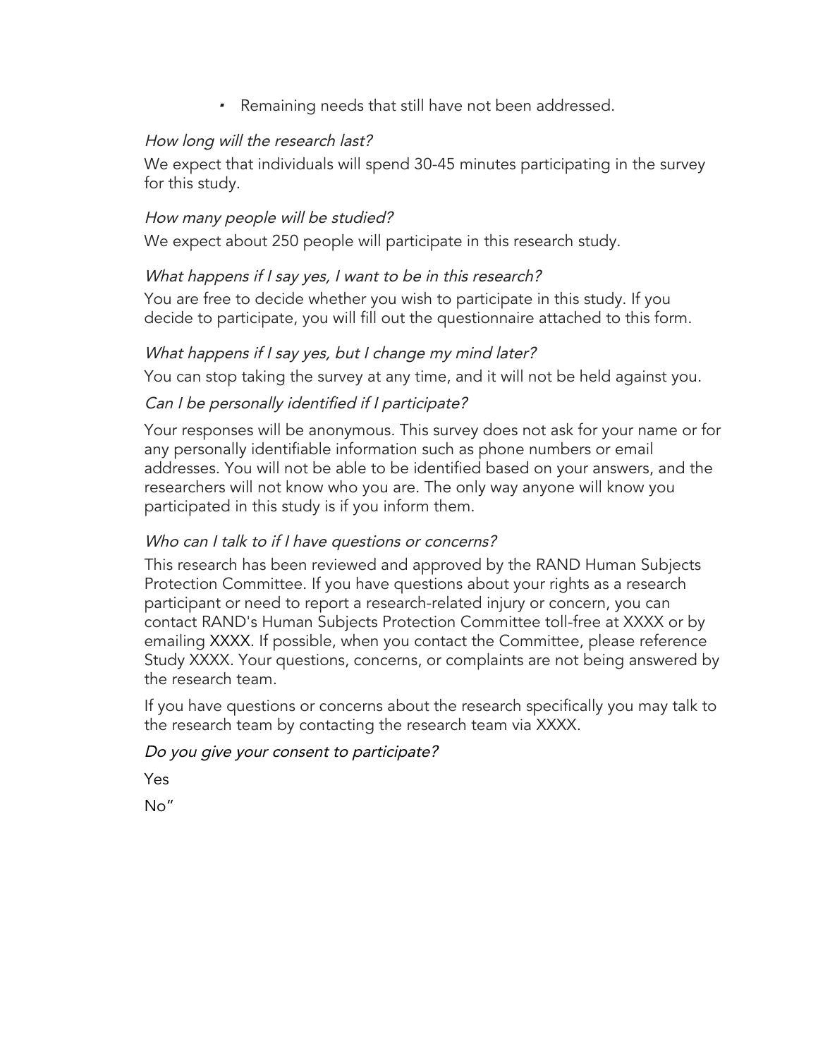- Remaining needs that still have not been addressed.

*How long will the research last?*

We expect that individuals will spend 30-45 minutes participating in the survey for this study.

*How many people will be studied?*

We expect about 250 people will participate in this research study.

*What happens if I say yes, I want to be in this research?*

You are free to decide whether you wish to participate in this study. If you decide to participate, you will fill out the questionnaire attached to this form.

*What happens if I say yes, but I change my mind later?*

You can stop taking the survey at any time, and it will not be held against you.

*Can I be personally identified if I participate?*

Your responses will be anonymous. This survey does not ask for your name or for any personally identifiable information such as phone numbers or email addresses. You will not be able to be identified based on your answers, and the researchers will not know who you are. The only way anyone will know you participated in this study is if you inform them.

*Who can I talk to if I have questions or concerns?*

This research has been reviewed and approved by the RAND Human Subjects Protection Committee. If you have questions about your rights as a research participant or need to report a research-related injury or concern, you can contact RAND's Human Subjects Protection Committee toll-free at XXXX or by emailing XXXX. If possible, when you contact the Committee, please reference Study XXXX. Your questions, concerns, or complaints are not being answered by the research team.

If you have questions or concerns about the research specifically you may talk to the research team by contacting the research team via XXXX.

*Do you give your consent to participate?*

Yes

No"